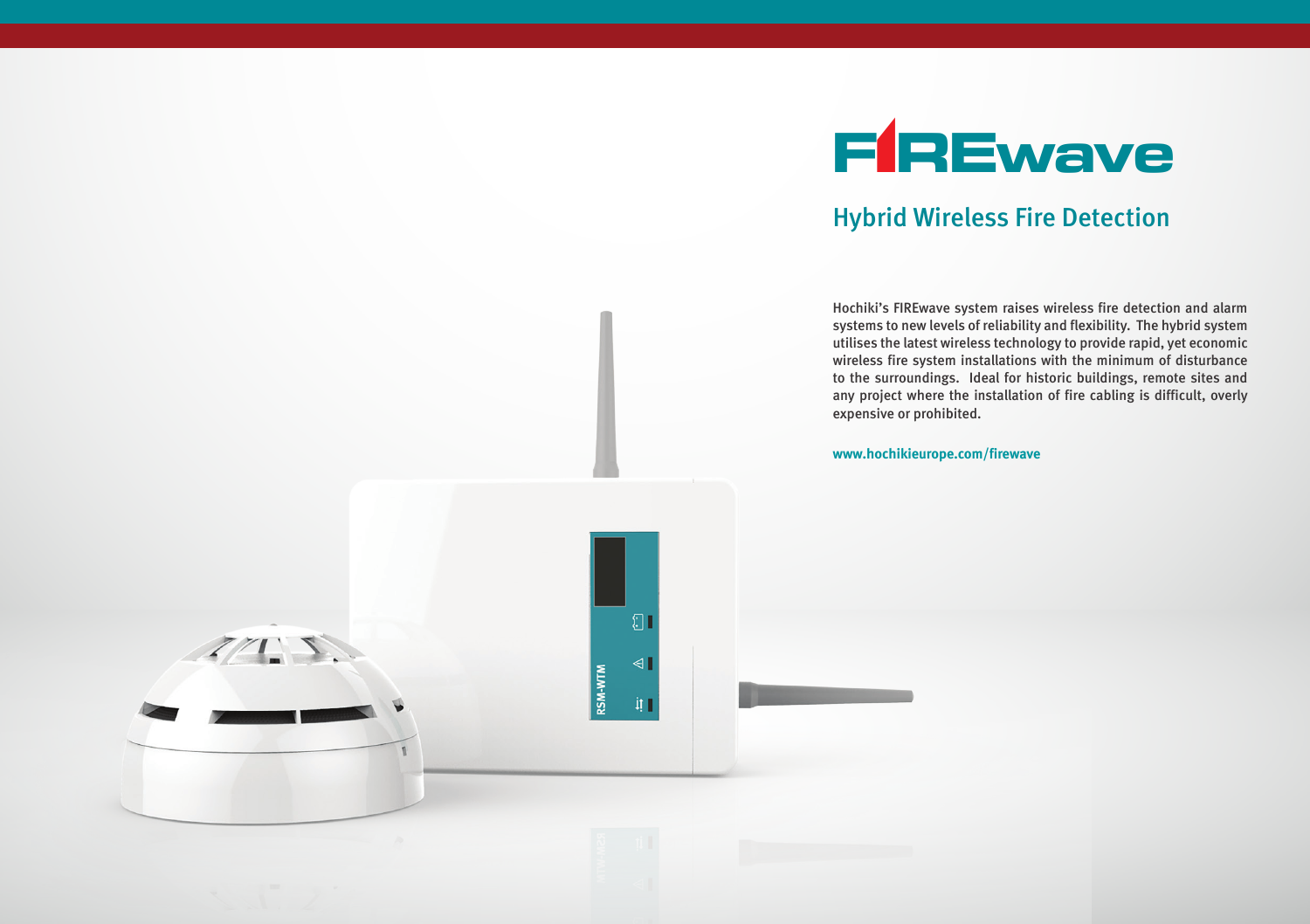# FIREwave

## Hybrid Wireless Fire Detection

Hochiki's FIREwave system raises wireless fire detection and alarm systems to new levels of reliability and flexibility. The hybrid system utilises the latest wireless technology to provide rapid, yet economic wireless fire system installations with the minimum of disturbance to the surroundings. Ideal for historic buildings, remote sites and any project where the installation of fire cabling is difficult, overly expensive or prohibited.

**www.hochikieurope.com/firewave**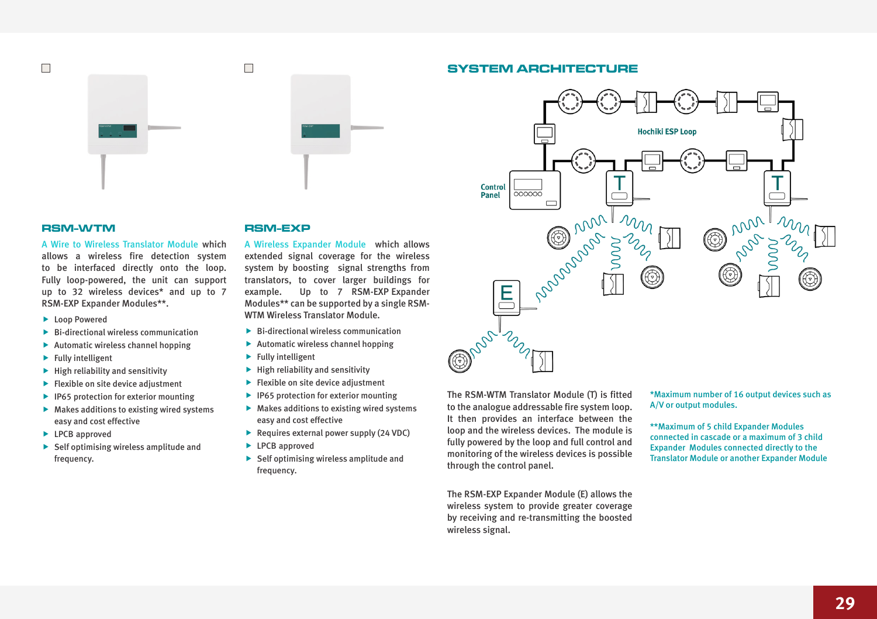## RSM-WTM

A Wire to Wireless Translator Module which allows a wireless fire detection system to be interfaced directly onto the loop. Fully loop-powered, the unit can support up to 32 wireless devices* and up to 7 RSM-EXP Expander Modules**.

- Loop Powered
- Bi-directional wireless communication
- Automatic wireless channel hopping
- Fully intelligent
- High reliability and sensitivity
- Flexible on site device adjustment
- IP65 protection for exterior mounting
- Makes additions to existing wired systems easy and cost effective
- LPCB approved
- Self optimising wireless amplitude and frequency.

## RSM-EXP

A Wireless Expander Module which allows extended signal coverage for the wireless system by boosting signal strengths from translators, to cover larger buildings for example. Up to 7 RSM-EXP Expander Modules** can be supported by a single RSM-WTM Wireless Translator Module.

- Bi-directional wireless communication
- Automatic wireless channel hopping
- Fully intelligent
- High reliability and sensitivity
- Flexible on site device adjustment
- IP65 protection for exterior mounting
- Makes additions to existing wired systems easy and cost effective
- Requires external power supply (24 VDC)
- LPCB approved
- Self optimising wireless amplitude and frequency.

## SYSTEM ARCHITECTURE

The RSM-WTM Translator Module (T) is fitted to the analogue addressable fire system loop. It then provides an interface between the loop and the wireless devices. The module is fully powered by the loop and full control and monitoring of the wireless devices is possible through the control panel.

The RSM-EXP Expander Module (E) allows the wireless system to provide greater coverage by receiving and re-transmitting the boosted wireless signal.

*Maximum number of 16 output devices such as A/V or output modules.

**Maximum of 5 child Expander Modules connected in cascade or a maximum of 3 child Expander Modules connected directly to the Translator Module or another Expander Module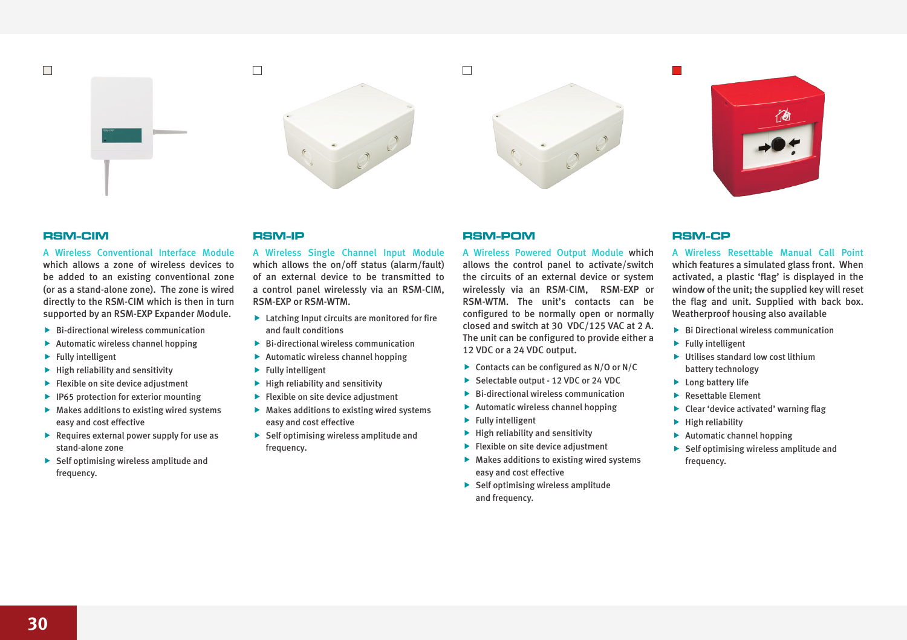## RSM-CIM

A Wireless Conventional Interface Module which allows a zone of wireless devices to be added to an existing conventional zone (or as a stand-alone zone). The zone is wired directly to the RSM-CIM which is then in turn supported by an RSM-EXP Expander Module.

- Bi-directional wireless communication
- Automatic wireless channel hopping
- Fully intelligent
- High reliability and sensitivity
- Flexible on site device adjustment
- IP65 protection for exterior mounting
- Makes additions to existing wired systems easy and cost effective
- Requires external power supply for use as stand-alone zone
- Self optimising wireless amplitude and frequency.

## RSM-IP

A Wireless Single Channel Input Module which allows the on/off status (alarm/fault) of an external device to be transmitted to a control panel wirelessly via an RSM-CIM, RSM-EXP or RSM-WTM.

- Latching Input circuits are monitored for fire and fault conditions
- Bi-directional wireless communication
- Automatic wireless channel hopping
- Fully intelligent
- High reliability and sensitivity
- Flexible on site device adjustment
- Makes additions to existing wired systems easy and cost effective
- Self optimising wireless amplitude and frequency.

## RSM-POM

A Wireless Powered Output Module which allows the control panel to activate/switch the circuits of an external device or system wirelessly via an RSM-CIM, RSM-EXP or RSM-WTM. The unit's contacts can be configured to be normally open or normally closed and switch at 30 VDC/125 VAC at 2 A. The unit can be configured to provide either a 12 VDC or a 24 VDC output.

- Contacts can be configured as N/O or N/C
- Selectable output - 12 VDC or 24 VDC
- Bi-directional wireless communication
- Automatic wireless channel hopping
- Fully intelligent
- High reliability and sensitivity
- Flexible on site device adjustment
- Makes additions to existing wired systems easy and cost effective
- Self optimising wireless amplitude and frequency.

## RSM-CP

A Wireless Resettable Manual Call Point which features a simulated glass front. When activated, a plastic 'flag' is displayed in the window of the unit; the supplied key will reset the flag and unit. Supplied with back box. Weatherproof housing also available

- Bi Directional wireless communication
- Fully intelligent
- Utilises standard low cost lithium battery technology
- Long battery life
- Resettable Element
- Clear 'device activated' warning flag
- High reliability
- Automatic channel hopping
- Self optimising wireless amplitude and frequency.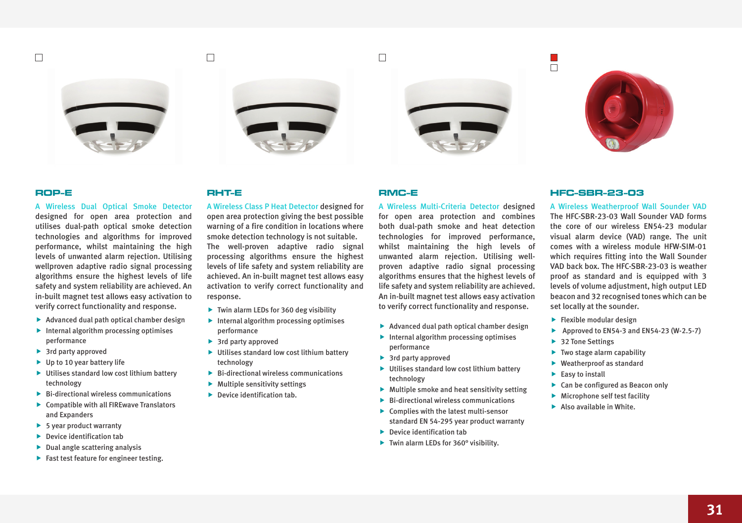## ROP-E

A Wireless Dual Optical Smoke Detector designed for open area protection and utilises dual-path optical smoke detection technologies and algorithms for improved performance, whilst maintaining the high levels of unwanted alarm rejection. Utilising wellproven adaptive radio signal processing algorithms ensure the highest levels of life safety and system reliability are achieved. An in-built magnet test allows easy activation to verify correct functionality and response.

- Advanced dual path optical chamber design
- Internal algorithm processing optimises performance
- 3rd party approved
- Up to 10 year battery life
- Utilises standard low cost lithium battery technology
- Bi-directional wireless communications
- Compatible with all FIREwave Translators and Expanders
- 5 year product warranty
- Device identification tab
- Dual angle scattering analysis
- Fast test feature for engineer testing.

## RHT-E

A Wireless Class P Heat Detector designed for open area protection giving the best possible warning of a fire condition in locations where smoke detection technology is not suitable. The well-proven adaptive radio signal processing algorithms ensure the highest levels of life safety and system reliability are achieved. An in-built magnet test allows easy activation to verify correct functionality and response.

- Twin alarm LEDs for 360 deg visibility
- Internal algorithm processing optimises performance
- 3rd party approved
- Utilises standard low cost lithium battery technology
- Bi-directional wireless communications
- Multiple sensitivity settings
- Device identification tab.

## RMC-E

A Wireless Multi-Criteria Detector designed for open area protection and combines both dual-path smoke and heat detection technologies for improved performance, whilst maintaining the high levels of unwanted alarm rejection. Utilising well-proven adaptive radio signal processing algorithms ensures that the highest levels of life safety and system reliability are achieved. An in-built magnet test allows easy activation to verify correct functionality and response.

- Advanced dual path optical chamber design
- Internal algorithm processing optimises performance
- 3rd party approved
- Utilises standard low cost lithium battery technology
- Multiple smoke and heat sensitivity setting
- Bi-directional wireless communications
- Complies with the latest multi-sensor standard EN 54-295 year product warranty
- Device identification tab
- Twin alarm LEDs for 360º visibility.

## HFC-SBR-23-03

A Wireless Weatherproof Wall Sounder VAD
The HFC-SBR-23-03 Wall Sounder VAD forms the core of our wireless EN54-23 modular visual alarm device (VAD) range. The unit comes with a wireless module HFW-SIM-01 which requires fitting into the Wall Sounder VAD back box. The HFC-SBR-23-03 is weather proof as standard and is equipped with 3 levels of volume adjustment, high output LED beacon and 32 recognised tones which can be set locally at the sounder.

- Flexible modular design
- Approved to EN54-3 and EN54-23 (W-2.5-7)
- 32 Tone Settings
- Two stage alarm capability
- Weatherproof as standard
- Easy to install
- Can be configured as Beacon only
- Microphone self test facility
- Also available in White.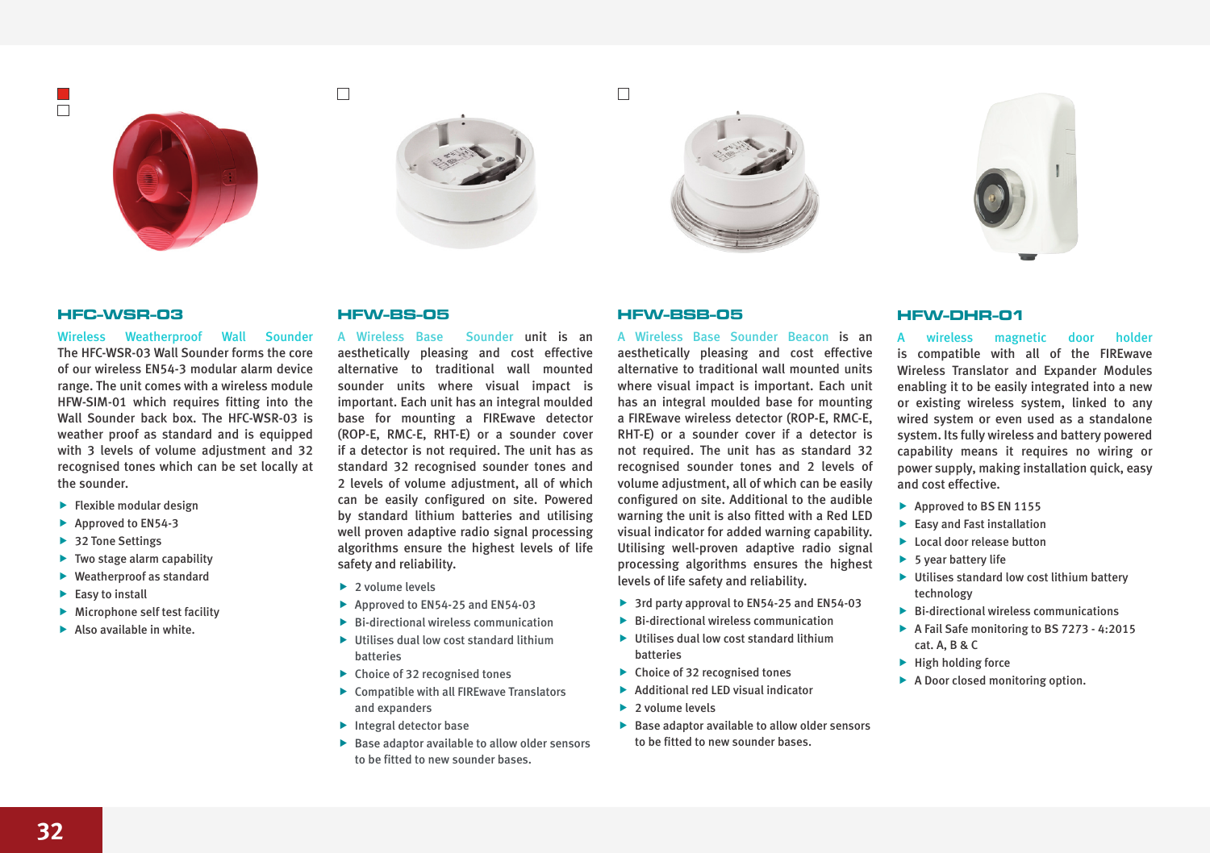## HFC-WSR-03

Wireless Weatherproof Wall Sounder
The HFC-WSR-03 Wall Sounder forms the core of our wireless EN54-3 modular alarm device range. The unit comes with a wireless module HFW-SIM-01 which requires fitting into the Wall Sounder back box. The HFC-WSR-03 is weather proof as standard and is equipped with 3 levels of volume adjustment and 32 recognised tones which can be set locally at the sounder.

- Flexible modular design
- Approved to EN54-3
- 32 Tone Settings
- Two stage alarm capability
- Weatherproof as standard
- Easy to install
- Microphone self test facility
- Also available in white.

## HFW-BS-05

A Wireless Base Sounder unit is an aesthetically pleasing and cost effective alternative to traditional wall mounted sounder units where visual impact is important. Each unit has an integral moulded base for mounting a FIREwave detector (ROP-E, RMC-E, RHT-E) or a sounder cover if a detector is not required. The unit has as standard 32 recognised sounder tones and 2 levels of volume adjustment, all of which can be easily configured on site. Powered by standard lithium batteries and utilising well proven adaptive radio signal processing algorithms ensure the highest levels of life safety and reliability.

- 2 volume levels
- Approved to EN54-25 and EN54-03
- Bi-directional wireless communication
- Utilises dual low cost standard lithium batteries
- Choice of 32 recognised tones
- Compatible with all FIREwave Translators and expanders
- Integral detector base
- Base adaptor available to allow older sensors to be fitted to new sounder bases.

## HFW-BSB-05

A Wireless Base Sounder Beacon is an aesthetically pleasing and cost effective alternative to traditional wall mounted units where visual impact is important. Each unit has an integral moulded base for mounting a FIREwave wireless detector (ROP-E, RMC-E, RHT-E) or a sounder cover if a detector is not required. The unit has as standard 32 recognised sounder tones and 2 levels of volume adjustment, all of which can be easily configured on site. Additional to the audible warning the unit is also fitted with a Red LED visual indicator for added warning capability. Utilising well-proven adaptive radio signal processing algorithms ensures the highest levels of life safety and reliability.

- 3rd party approval to EN54-25 and EN54-03
- Bi-directional wireless communication
- Utilises dual low cost standard lithium batteries
- Choice of 32 recognised tones
- Additional red LED visual indicator
- 2 volume levels
- Base adaptor available to allow older sensors to be fitted to new sounder bases.

## HFW-DHR-01

A wireless magnetic door holder is compatible with all of the FIREwave Wireless Translator and Expander Modules enabling it to be easily integrated into a new or existing wireless system, linked to any wired system or even used as a standalone system. Its fully wireless and battery powered capability means it requires no wiring or power supply, making installation quick, easy and cost effective.

- Approved to BS EN 1155
- Easy and Fast installation
- Local door release button
- 5 year battery life
- Utilises standard low cost lithium battery technology
- Bi-directional wireless communications
- A Fail Safe monitoring to BS 7273 - 4:2015 cat. A, B & C
- High holding force
- A Door closed monitoring option.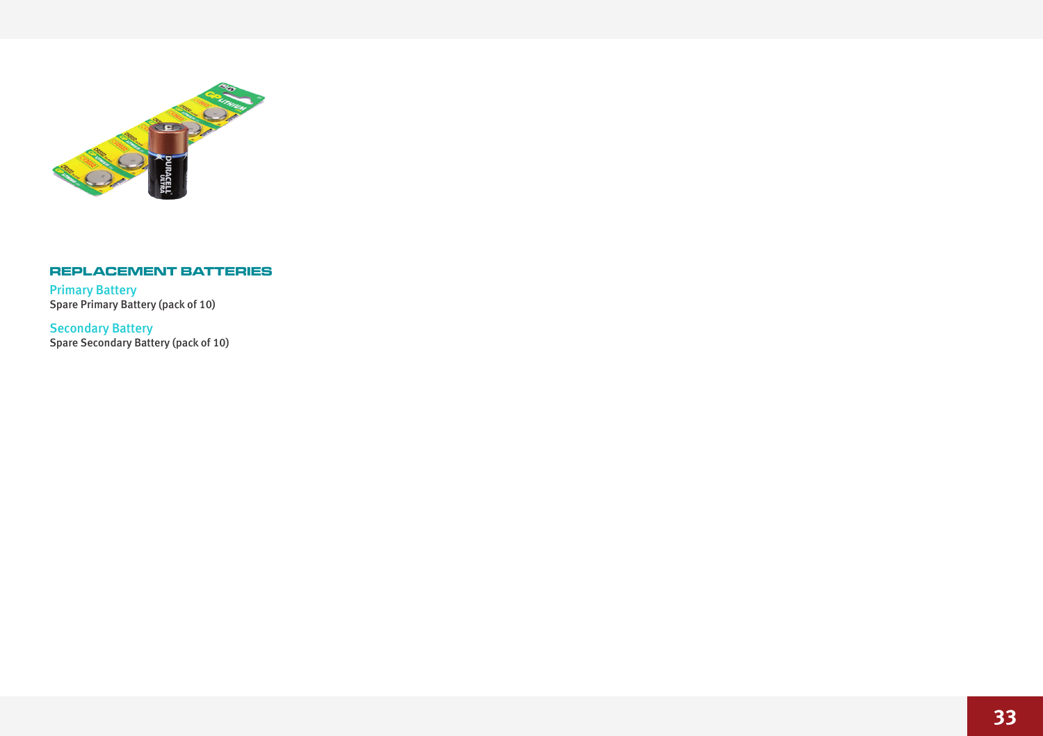## REPLACEMENT BATTERIES

### Primary Battery

Spare Primary Battery (pack of 10)

### Secondary Battery

Spare Secondary Battery (pack of 10)